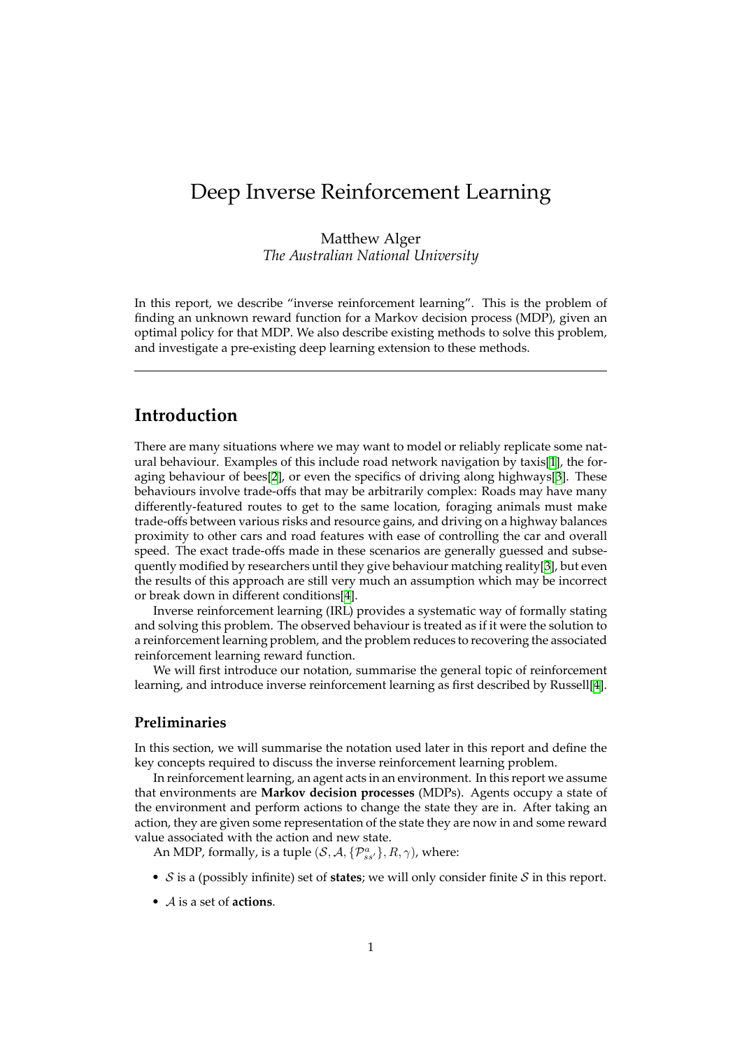# Deep Inverse Reinforcement Learning

Matthew Alger
*The Australian National University*

In this report, we describe "inverse reinforcement learning". This is the problem of finding an unknown reward function for a Markov decision process (MDP), given an optimal policy for that MDP. We also describe existing methods to solve this problem, and investigate a pre-existing deep learning extension to these methods.

---

## Introduction

There are many situations where we may want to model or reliably replicate some natural behaviour. Examples of this include road network navigation by taxis[1], the foraging behaviour of bees[2], or even the specifics of driving along highways[3]. These behaviours involve trade-offs that may be arbitrarily complex: Roads may have many differently-featured routes to get to the same location, foraging animals must make trade-offs between various risks and resource gains, and driving on a highway balances proximity to other cars and road features with ease of controlling the car and overall speed. The exact trade-offs made in these scenarios are generally guessed and subsequently modified by researchers until they give behaviour matching reality[3], but even the results of this approach are still very much an assumption which may be incorrect or break down in different conditions[4].

Inverse reinforcement learning (IRL) provides a systematic way of formally stating and solving this problem. The observed behaviour is treated as if it were the solution to a reinforcement learning problem, and the problem reduces to recovering the associated reinforcement learning reward function.

We will first introduce our notation, summarise the general topic of reinforcement learning, and introduce inverse reinforcement learning as first described by Russell[4].

### Preliminaries

In this section, we will summarise the notation used later in this report and define the key concepts required to discuss the inverse reinforcement learning problem.

In reinforcement learning, an agent acts in an environment. In this report we assume that environments are **Markov decision processes** (MDPs). Agents occupy a state of the environment and perform actions to change the state they are in. After taking an action, they are given some representation of the state they are now in and some reward value associated with the action and new state.

An MDP, formally, is a tuple $(\mathcal{S}, \mathcal{A}, \{\mathcal{P}^a_{ss'}\}, R, \gamma)$, where:

- $\mathcal{S}$ is a (possibly infinite) set of **states**; we will only consider finite $\mathcal{S}$ in this report.
- $\mathcal{A}$ is a set of **actions**.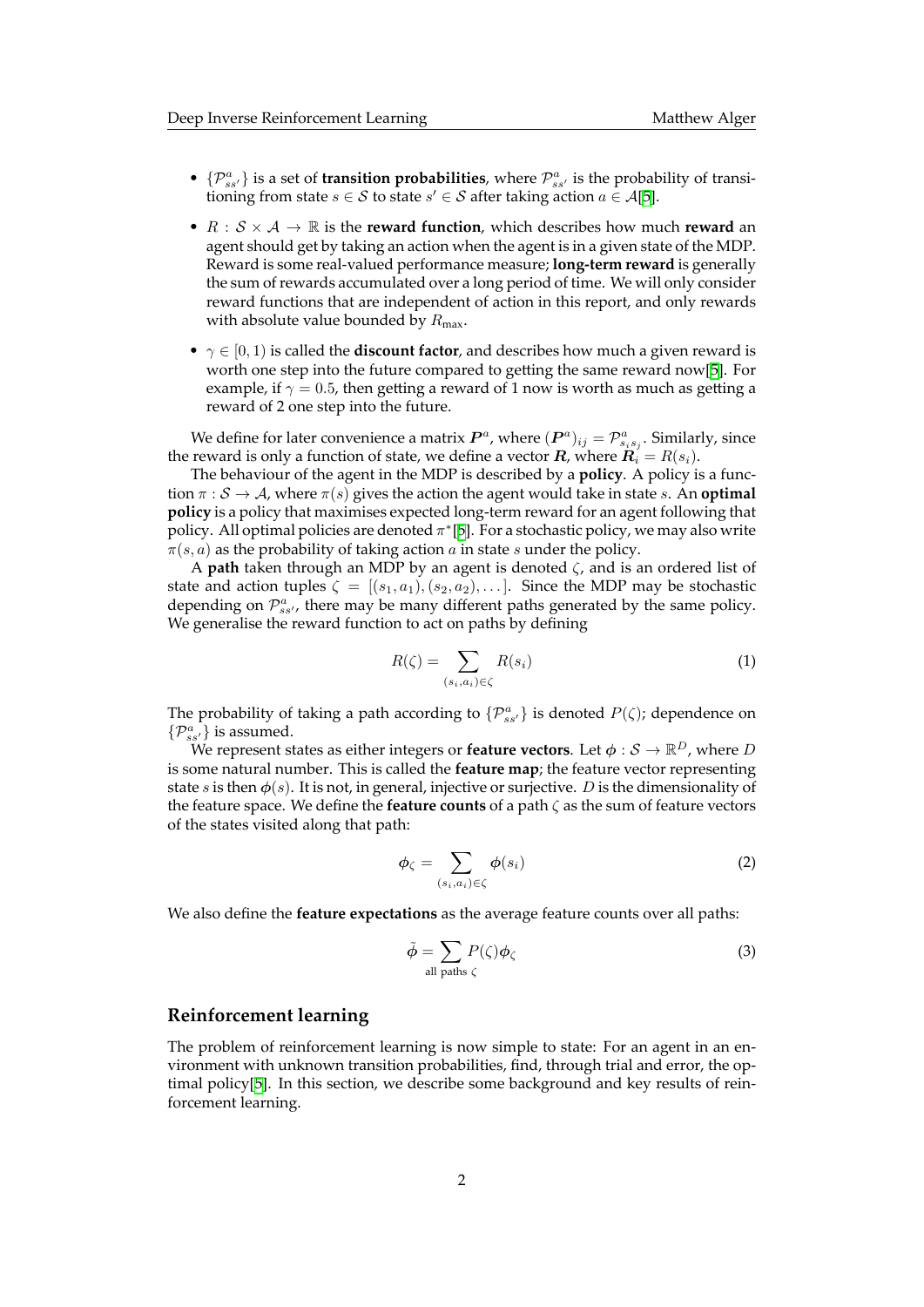- $\{\mathcal{P}^a_{ss'}\}$ is a set of **transition probabilities**, where $\mathcal{P}^a_{ss'}$ is the probability of transitioning from state $s \in \mathcal{S}$ to state $s' \in \mathcal{S}$ after taking action $a \in \mathcal{A}$[5].
- $R : \mathcal{S} \times \mathcal{A} \to \mathbb{R}$ is the **reward function**, which describes how much **reward** an agent should get by taking an action when the agent is in a given state of the MDP. Reward is some real-valued performance measure; **long-term reward** is generally the sum of rewards accumulated over a long period of time. We will only consider reward functions that are independent of action in this report, and only rewards with absolute value bounded by $R_{\text{max}}$.
- $\gamma \in [0, 1)$ is called the **discount factor**, and describes how much a given reward is worth one step into the future compared to getting the same reward now[5]. For example, if $\gamma = 0.5$, then getting a reward of 1 now is worth as much as getting a reward of 2 one step into the future.

We define for later convenience a matrix $\boldsymbol{P}^a$, where $(\boldsymbol{P}^a)_{ij} = \mathcal{P}^a_{s_i s_j}$. Similarly, since the reward is only a function of state, we define a vector $\boldsymbol{R}$, where $\boldsymbol{R}_i = R(s_i)$.

The behaviour of the agent in the MDP is described by a **policy**. A policy is a function $\pi : \mathcal{S} \to \mathcal{A}$, where $\pi(s)$ gives the action the agent would take in state $s$. An **optimal policy** is a policy that maximises expected long-term reward for an agent following that policy. All optimal policies are denoted $\pi^*$[5]. For a stochastic policy, we may also write $\pi(s, a)$ as the probability of taking action $a$ in state $s$ under the policy.

A **path** taken through an MDP by an agent is denoted $\zeta$, and is an ordered list of state and action tuples $\zeta = [(s_1, a_1), (s_2, a_2), \ldots]$. Since the MDP may be stochastic depending on $\mathcal{P}^a_{ss'}$, there may be many different paths generated by the same policy. We generalise the reward function to act on paths by defining

$$R(\zeta) = \sum_{(s_i, a_i) \in \zeta} R(s_i) \tag{1}$$

The probability of taking a path according to $\{\mathcal{P}^a_{ss'}\}$ is denoted $P(\zeta)$; dependence on $\{\mathcal{P}^a_{ss'}\}$ is assumed.

We represent states as either integers or **feature vectors**. Let $\boldsymbol{\phi} : \mathcal{S} \to \mathbb{R}^D$, where $D$ is some natural number. This is called the **feature map**; the feature vector representing state $s$ is then $\boldsymbol{\phi}(s)$. It is not, in general, injective or surjective. $D$ is the dimensionality of the feature space. We define the **feature counts** of a path $\zeta$ as the sum of feature vectors of the states visited along that path:

$$\boldsymbol{\phi}_\zeta = \sum_{(s_i, a_i) \in \zeta} \boldsymbol{\phi}(s_i) \tag{2}$$

We also define the **feature expectations** as the average feature counts over all paths:

$$\tilde{\boldsymbol{\phi}} = \sum_{\text{all paths } \zeta} P(\zeta) \boldsymbol{\phi}_\zeta \tag{3}$$

## Reinforcement learning

The problem of reinforcement learning is now simple to state: For an agent in an environment with unknown transition probabilities, find, through trial and error, the optimal policy[5]. In this section, we describe some background and key results of reinforcement learning.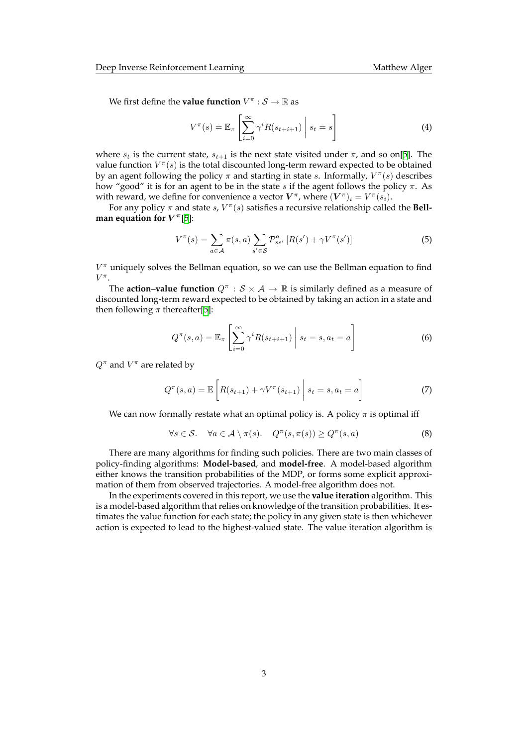We first define the **value function** $V^\pi : \mathcal{S} \to \mathbb{R}$ as

$$V^\pi(s) = \mathbb{E}_\pi \left[ \sum_{i=0}^{\infty} \gamma^i R(s_{t+i+1}) \,\middle|\, s_t = s \right] \tag{4}$$

where $s_t$ is the current state, $s_{t+1}$ is the next state visited under $\pi$, and so on[5]. The value function $V^\pi(s)$ is the total discounted long-term reward expected to be obtained by an agent following the policy $\pi$ and starting in state $s$. Informally, $V^\pi(s)$ describes how "good" it is for an agent to be in the state $s$ if the agent follows the policy $\pi$. As with reward, we define for convenience a vector $\boldsymbol{V}^\pi$, where $(\boldsymbol{V}^\pi)_i = V^\pi(s_i)$.

For any policy $\pi$ and state $s$, $V^\pi(s)$ satisfies a recursive relationship called the **Bellman equation for $\boldsymbol{V^\pi}$**[5]:

$$V^\pi(s) = \sum_{a \in \mathcal{A}} \pi(s, a) \sum_{s' \in \mathcal{S}} \mathcal{P}^a_{ss'} \left[ R(s') + \gamma V^\pi(s') \right] \tag{5}$$

$V^\pi$ uniquely solves the Bellman equation, so we can use the Bellman equation to find $V^\pi$.

The **action–value function** $Q^\pi : \mathcal{S} \times \mathcal{A} \to \mathbb{R}$ is similarly defined as a measure of discounted long-term reward expected to be obtained by taking an action in a state and then following $\pi$ thereafter[5]:

$$Q^\pi(s, a) = \mathbb{E}_\pi \left[ \sum_{i=0}^{\infty} \gamma^i R(s_{t+i+1}) \,\middle|\, s_t = s, a_t = a \right] \tag{6}$$

$Q^\pi$ and $V^\pi$ are related by

$$Q^\pi(s, a) = \mathbb{E} \left[ R(s_{t+1}) + \gamma V^\pi(s_{t+1}) \,\middle|\, s_t = s, a_t = a \right] \tag{7}$$

We can now formally restate what an optimal policy is. A policy $\pi$ is optimal iff

$$\forall s \in \mathcal{S}. \quad \forall a \in \mathcal{A} \setminus \pi(s). \quad Q^\pi(s, \pi(s)) \geq Q^\pi(s, a) \tag{8}$$

There are many algorithms for finding such policies. There are two main classes of policy-finding algorithms: **Model-based**, and **model-free**. A model-based algorithm either knows the transition probabilities of the MDP, or forms some explicit approximation of them from observed trajectories. A model-free algorithm does not.

In the experiments covered in this report, we use the **value iteration** algorithm. This is a model-based algorithm that relies on knowledge of the transition probabilities. It estimates the value function for each state; the policy in any given state is then whichever action is expected to lead to the highest-valued state. The value iteration algorithm is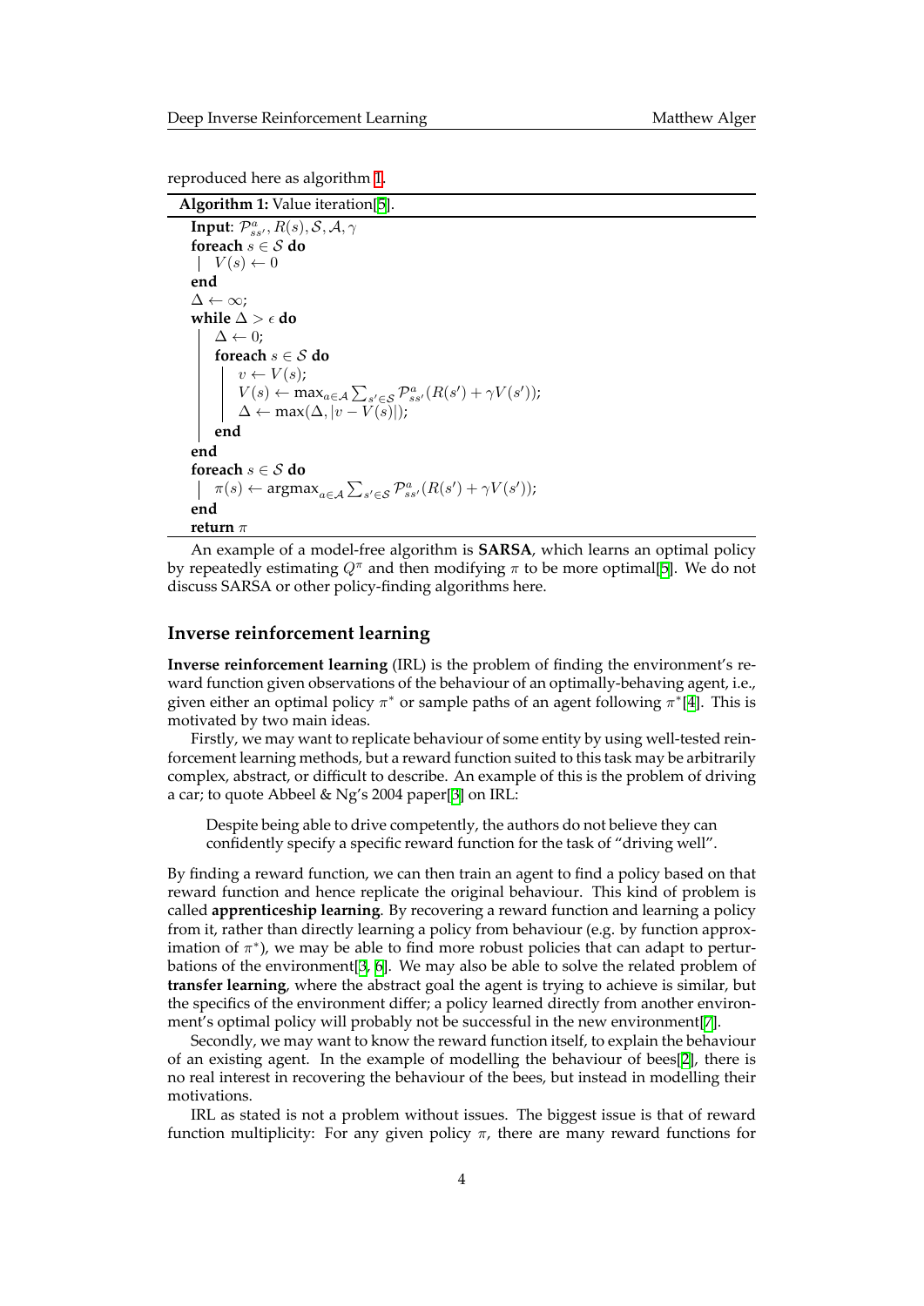reproduced here as algorithm 1.

**Algorithm 1:** Value iteration[5].

```
Input: P^a_{ss'}, R(s), S, A, γ
foreach s ∈ S do
    V(s) ← 0
end
Δ ← ∞;
while Δ > ε do
    Δ ← 0;
    foreach s ∈ S do
        v ← V(s);
        V(s) ← max_{a∈A} Σ_{s'∈S} P^a_{ss'} (R(s') + γV(s'));
        Δ ← max(Δ, |v − V(s)|);
    end
end
foreach s ∈ S do
    π(s) ← argmax_{a∈A} Σ_{s'∈S} P^a_{ss'} (R(s') + γV(s'));
end
return π
```

An example of a model-free algorithm is **SARSA**, which learns an optimal policy by repeatedly estimating $Q^\pi$ and then modifying $\pi$ to be more optimal[5]. We do not discuss SARSA or other policy-finding algorithms here.

## Inverse reinforcement learning

**Inverse reinforcement learning** (IRL) is the problem of finding the environment's reward function given observations of the behaviour of an optimally-behaving agent, i.e., given either an optimal policy $\pi^*$ or sample paths of an agent following $\pi^*$[4]. This is motivated by two main ideas.

Firstly, we may want to replicate behaviour of some entity by using well-tested reinforcement learning methods, but a reward function suited to this task may be arbitrarily complex, abstract, or difficult to describe. An example of this is the problem of driving a car; to quote Abbeel & Ng's 2004 paper[3] on IRL:

> Despite being able to drive competently, the authors do not believe they can confidently specify a specific reward function for the task of "driving well".

By finding a reward function, we can then train an agent to find a policy based on that reward function and hence replicate the original behaviour. This kind of problem is called **apprenticeship learning**. By recovering a reward function and learning a policy from it, rather than directly learning a policy from behaviour (e.g. by function approximation of $\pi^*$), we may be able to find more robust policies that can adapt to perturbations of the environment[3, 6]. We may also be able to solve the related problem of **transfer learning**, where the abstract goal the agent is trying to achieve is similar, but the specifics of the environment differ; a policy learned directly from another environment's optimal policy will probably not be successful in the new environment[7].

Secondly, we may want to know the reward function itself, to explain the behaviour of an existing agent. In the example of modelling the behaviour of bees[2], there is no real interest in recovering the behaviour of the bees, but instead in modelling their motivations.

IRL as stated is not a problem without issues. The biggest issue is that of reward function multiplicity: For any given policy $\pi$, there are many reward functions for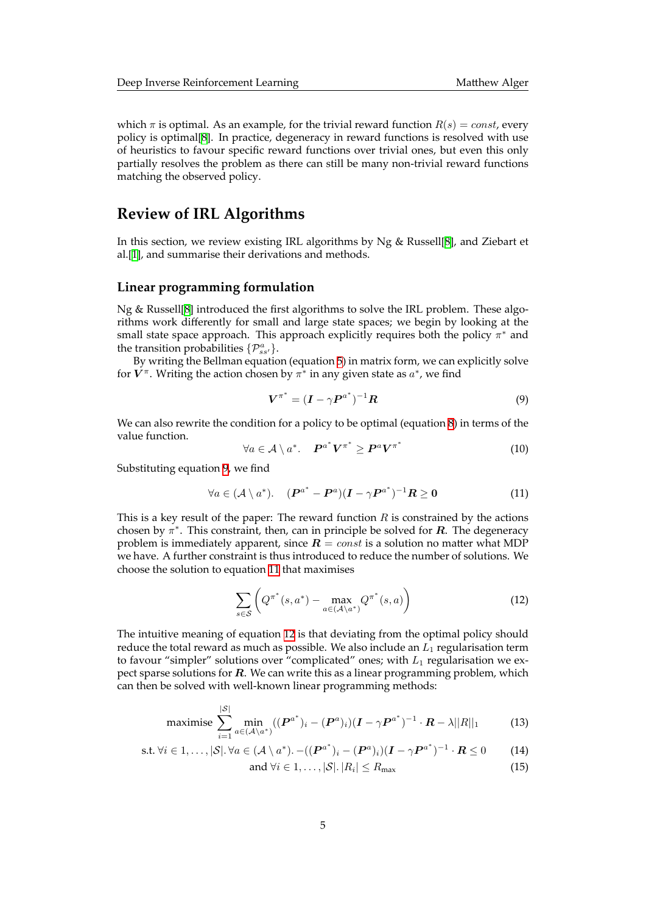which $\pi$ is optimal. As an example, for the trivial reward function $R(s) = const$, every policy is optimal[8]. In practice, degeneracy in reward functions is resolved with use of heuristics to favour specific reward functions over trivial ones, but even this only partially resolves the problem as there can still be many non-trivial reward functions matching the observed policy.

## Review of IRL Algorithms

In this section, we review existing IRL algorithms by Ng & Russell[8], and Ziebart et al.[1], and summarise their derivations and methods.

### Linear programming formulation

Ng & Russell[8] introduced the first algorithms to solve the IRL problem. These algorithms work differently for small and large state spaces; we begin by looking at the small state space approach. This approach explicitly requires both the policy $\pi^*$ and the transition probabilities $\{\mathcal{P}^a_{ss'}\}$.

By writing the Bellman equation (equation 5) in matrix form, we can explicitly solve for $\boldsymbol{V}^\pi$. Writing the action chosen by $\pi^*$ in any given state as $a^*$, we find

$$\boldsymbol{V}^{\pi^*} = (\boldsymbol{I} - \gamma \boldsymbol{P}^{a^*})^{-1} \boldsymbol{R} \tag{9}$$

We can also rewrite the condition for a policy to be optimal (equation 8) in terms of the value function.

$$\forall a \in \mathcal{A} \setminus a^*. \quad \boldsymbol{P}^{a^*} \boldsymbol{V}^{\pi^*} \geq \boldsymbol{P}^a \boldsymbol{V}^{\pi^*} \tag{10}$$

Substituting equation 9, we find

$$\forall a \in (\mathcal{A} \setminus a^*). \quad (\boldsymbol{P}^{a^*} - \boldsymbol{P}^a)(\boldsymbol{I} - \gamma \boldsymbol{P}^{a^*})^{-1} \boldsymbol{R} \geq \boldsymbol{0} \tag{11}$$

This is a key result of the paper: The reward function $R$ is constrained by the actions chosen by $\pi^*$. This constraint, then, can in principle be solved for $\boldsymbol{R}$. The degeneracy problem is immediately apparent, since $\boldsymbol{R} = const$ is a solution no matter what MDP we have. A further constraint is thus introduced to reduce the number of solutions. We choose the solution to equation 11 that maximises

$$\sum_{s \in \mathcal{S}} \left( Q^{\pi^*}(s, a^*) - \max_{a \in (\mathcal{A} \setminus a^*)} Q^{\pi^*}(s, a) \right) \tag{12}$$

The intuitive meaning of equation 12 is that deviating from the optimal policy should reduce the total reward as much as possible. We also include an $L_1$ regularisation term to favour "simpler" solutions over "complicated" ones; with $L_1$ regularisation we expect sparse solutions for $\boldsymbol{R}$. We can write this as a linear programming problem, which can then be solved with well-known linear programming methods:

$$\text{maximise} \sum_{i=1}^{|\mathcal{S}|} \min_{a \in (\mathcal{A} \setminus a^*)} ((\boldsymbol{P}^{a^*})_i - (\boldsymbol{P}^a)_i)(\boldsymbol{I} - \gamma \boldsymbol{P}^{a^*})^{-1} \cdot \boldsymbol{R} - \lambda ||R||_1 \tag{13}$$

$$\text{s.t. } \forall i \in 1, \ldots, |\mathcal{S}|. \, \forall a \in (\mathcal{A} \setminus a^*). \, -((\boldsymbol{P}^{a^*})_i - (\boldsymbol{P}^a)_i)(\boldsymbol{I} - \gamma \boldsymbol{P}^{a^*})^{-1} \cdot \boldsymbol{R} \leq 0 \tag{14}$$

$$\text{and } \forall i \in 1, \ldots, |\mathcal{S}|. \, |R_i| \leq R_{\max} \tag{15}$$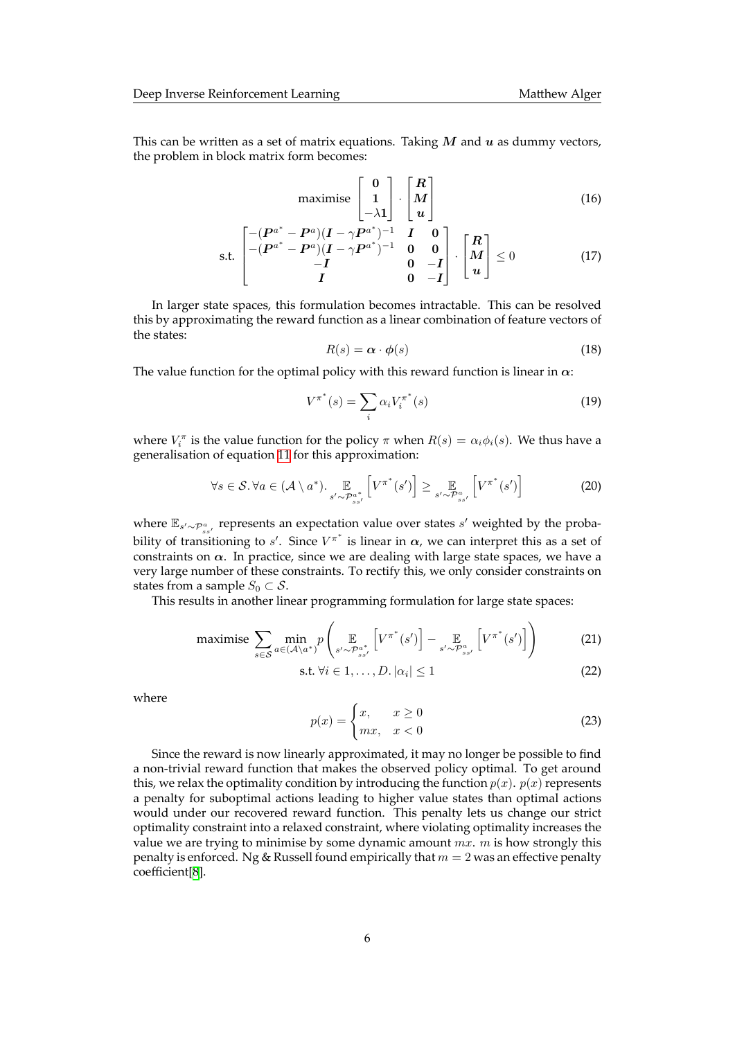This can be written as a set of matrix equations. Taking $\boldsymbol{M}$ and $\boldsymbol{u}$ as dummy vectors, the problem in block matrix form becomes:

$$\text{maximise} \begin{bmatrix} \mathbf{0} \\ \mathbf{1} \\ -\lambda \mathbf{1} \end{bmatrix} \cdot \begin{bmatrix} \boldsymbol{R} \\ \boldsymbol{M} \\ \boldsymbol{u} \end{bmatrix} \tag{16}$$

$$\text{s.t.} \begin{bmatrix} -(\boldsymbol{P}^{a^*} - \boldsymbol{P}^{a})(\boldsymbol{I} - \gamma \boldsymbol{P}^{a^*})^{-1} & \boldsymbol{I} & \mathbf{0} \\ -(\boldsymbol{P}^{a^*} - \boldsymbol{P}^{a})(\boldsymbol{I} - \gamma \boldsymbol{P}^{a^*})^{-1} & \mathbf{0} & \mathbf{0} \\ -\boldsymbol{I} & \mathbf{0} & -\boldsymbol{I} \\ \boldsymbol{I} & \mathbf{0} & -\boldsymbol{I} \end{bmatrix} \cdot \begin{bmatrix} \boldsymbol{R} \\ \boldsymbol{M} \\ \boldsymbol{u} \end{bmatrix} \leq 0 \tag{17}$$

In larger state spaces, this formulation becomes intractable. This can be resolved this by approximating the reward function as a linear combination of feature vectors of the states:

$$R(s) = \boldsymbol{\alpha} \cdot \boldsymbol{\phi}(s) \tag{18}$$

The value function for the optimal policy with this reward function is linear in $\boldsymbol{\alpha}$:

$$V^{\pi^*}(s) = \sum_i \alpha_i V_i^{\pi^*}(s) \tag{19}$$

where $V_i^{\pi}$ is the value function for the policy $\pi$ when $R(s) = \alpha_i \phi_i(s)$. We thus have a generalisation of equation 11 for this approximation:

$$\forall s \in \mathcal{S}. \forall a \in (\mathcal{A} \setminus a^*). \underset{s' \sim \mathcal{P}_{ss'}^{a^*}}{\mathbb{E}} \left[ V^{\pi^*}(s') \right] \geq \underset{s' \sim \mathcal{P}_{ss'}^{a}}{\mathbb{E}} \left[ V^{\pi^*}(s') \right] \tag{20}$$

where $\mathbb{E}_{s' \sim \mathcal{P}_{ss'}^{a}}$ represents an expectation value over states $s'$ weighted by the probability of transitioning to $s'$. Since $V^{\pi^*}$ is linear in $\boldsymbol{\alpha}$, we can interpret this as a set of constraints on $\boldsymbol{\alpha}$. In practice, since we are dealing with large state spaces, we have a very large number of these constraints. To rectify this, we only consider constraints on states from a sample $S_0 \subset \mathcal{S}$.

This results in another linear programming formulation for large state spaces:

$$\text{maximise} \sum_{s \in \mathcal{S}} \min_{a \in (\mathcal{A} \setminus a^*)} p \left( \underset{s' \sim \mathcal{P}_{ss'}^{a^*}}{\mathbb{E}} \left[ V^{\pi^*}(s') \right] - \underset{s' \sim \mathcal{P}_{ss'}^{a}}{\mathbb{E}} \left[ V^{\pi^*}(s') \right] \right) \tag{21}$$

$$\text{s.t.} \; \forall i \in 1, \ldots, D. \, |\alpha_i| \leq 1 \tag{22}$$

where

$$p(x) = \begin{cases} x, & x \geq 0 \\ mx, & x < 0 \end{cases} \tag{23}$$

Since the reward is now linearly approximated, it may no longer be possible to find a non-trivial reward function that makes the observed policy optimal. To get around this, we relax the optimality condition by introducing the function $p(x)$. $p(x)$ represents a penalty for suboptimal actions leading to higher value states than optimal actions would under our recovered reward function. This penalty lets us change our strict optimality constraint into a relaxed constraint, where violating optimality increases the value we are trying to minimise by some dynamic amount $mx$. $m$ is how strongly this penalty is enforced. Ng & Russell found empirically that $m = 2$ was an effective penalty coefficient[8].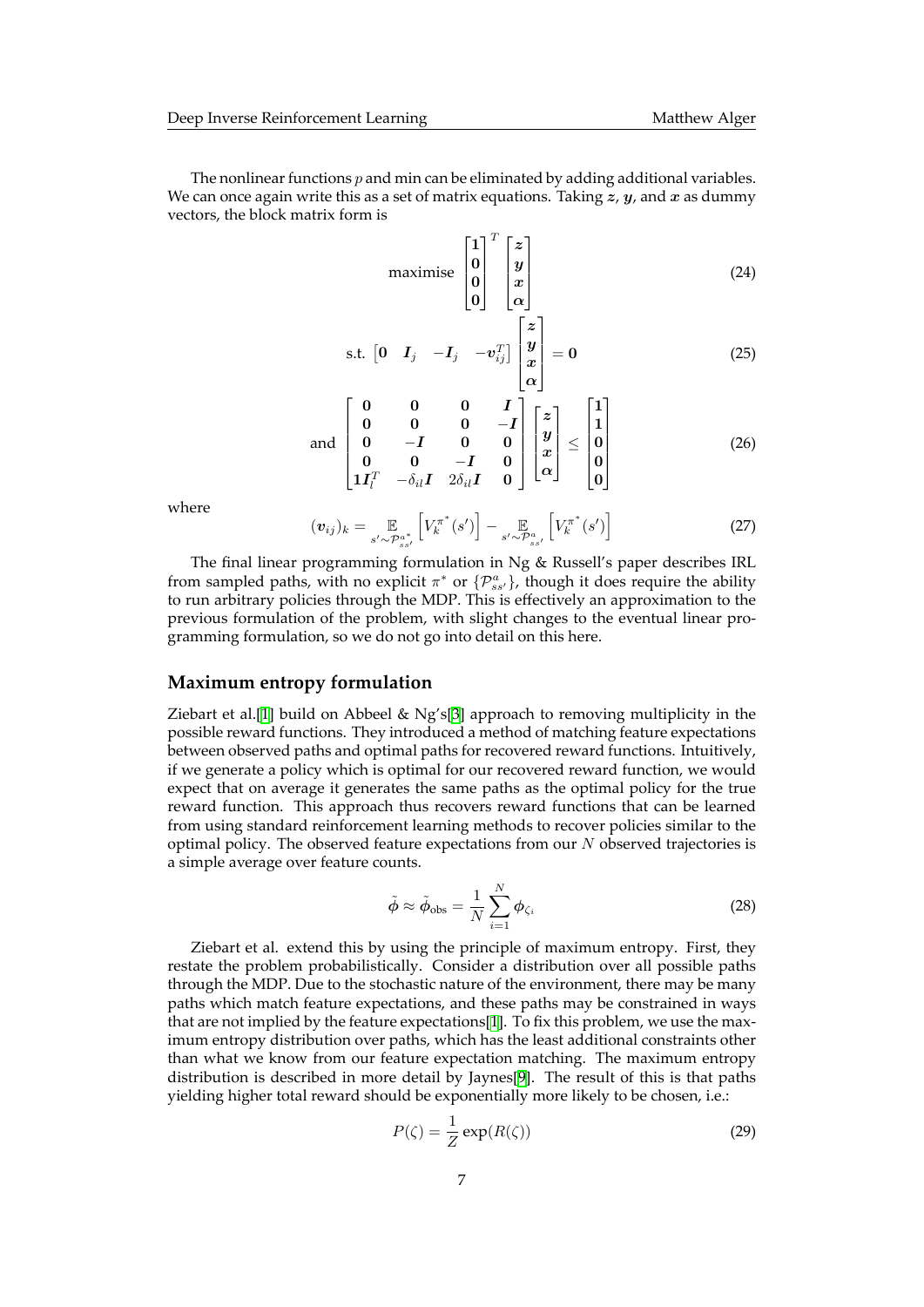The nonlinear functions $p$ and min can be eliminated by adding additional variables. We can once again write this as a set of matrix equations. Taking $\boldsymbol{z}$, $\boldsymbol{y}$, and $\boldsymbol{x}$ as dummy vectors, the block matrix form is

$$\text{maximise } \begin{bmatrix} \mathbf{1} \\ \mathbf{0} \\ \mathbf{0} \\ \mathbf{0} \end{bmatrix}^T \begin{bmatrix} \boldsymbol{z} \\ \boldsymbol{y} \\ \boldsymbol{x} \\ \boldsymbol{\alpha} \end{bmatrix} \tag{24}$$

$$\text{s.t. } \begin{bmatrix} \mathbf{0} & \boldsymbol{I}_j & -\boldsymbol{I}_j & -\boldsymbol{v}_{ij}^T \end{bmatrix} \begin{bmatrix} \boldsymbol{z} \\ \boldsymbol{y} \\ \boldsymbol{x} \\ \boldsymbol{\alpha} \end{bmatrix} = \mathbf{0} \tag{25}$$

$$\text{and } \begin{bmatrix} \mathbf{0} & \mathbf{0} & \mathbf{0} & \boldsymbol{I} \\ \mathbf{0} & \mathbf{0} & \mathbf{0} & -\boldsymbol{I} \\ \mathbf{0} & -\boldsymbol{I} & \mathbf{0} & \mathbf{0} \\ \mathbf{0} & \mathbf{0} & -\boldsymbol{I} & \mathbf{0} \\ \mathbf{1}\boldsymbol{I}_l^T & -\delta_{il}\boldsymbol{I} & 2\delta_{il}\boldsymbol{I} & \mathbf{0} \end{bmatrix} \begin{bmatrix} \boldsymbol{z} \\ \boldsymbol{y} \\ \boldsymbol{x} \\ \boldsymbol{\alpha} \end{bmatrix} \leq \begin{bmatrix} \mathbf{1} \\ \mathbf{1} \\ \mathbf{0} \\ \mathbf{0} \\ \mathbf{0} \end{bmatrix} \tag{26}$$

where

$$(\boldsymbol{v}_{ij})_k = \mathop{\mathbb{E}}_{s' \sim \mathcal{P}_{ss'}^{a^*}} \left[ V_k^{\pi^*}(s') \right] - \mathop{\mathbb{E}}_{s' \sim \mathcal{P}_{ss'}^{a}} \left[ V_k^{\pi^*}(s') \right] \tag{27}$$

The final linear programming formulation in Ng & Russell's paper describes IRL from sampled paths, with no explicit $\pi^*$ or $\{\mathcal{P}_{ss'}^a\}$, though it does require the ability to run arbitrary policies through the MDP. This is effectively an approximation to the previous formulation of the problem, with slight changes to the eventual linear programming formulation, so we do not go into detail on this here.

## Maximum entropy formulation

Ziebart et al.[1] build on Abbeel & Ng's[3] approach to removing multiplicity in the possible reward functions. They introduced a method of matching feature expectations between observed paths and optimal paths for recovered reward functions. Intuitively, if we generate a policy which is optimal for our recovered reward function, we would expect that on average it generates the same paths as the optimal policy for the true reward function. This approach thus recovers reward functions that can be learned from using standard reinforcement learning methods to recover policies similar to the optimal policy. The observed feature expectations from our $N$ observed trajectories is a simple average over feature counts.

$$\tilde{\boldsymbol{\phi}} \approx \tilde{\boldsymbol{\phi}}_{\text{obs}} = \frac{1}{N} \sum_{i=1}^{N} \boldsymbol{\phi}_{\zeta_i} \tag{28}$$

Ziebart et al. extend this by using the principle of maximum entropy. First, they restate the problem probabilistically. Consider a distribution over all possible paths through the MDP. Due to the stochastic nature of the environment, there may be many paths which match feature expectations, and these paths may be constrained in ways that are not implied by the feature expectations[1]. To fix this problem, we use the maximum entropy distribution over paths, which has the least additional constraints other than what we know from our feature expectation matching. The maximum entropy distribution is described in more detail by Jaynes[9]. The result of this is that paths yielding higher total reward should be exponentially more likely to be chosen, i.e.:

$$P(\zeta) = \frac{1}{Z} \exp(R(\zeta)) \tag{29}$$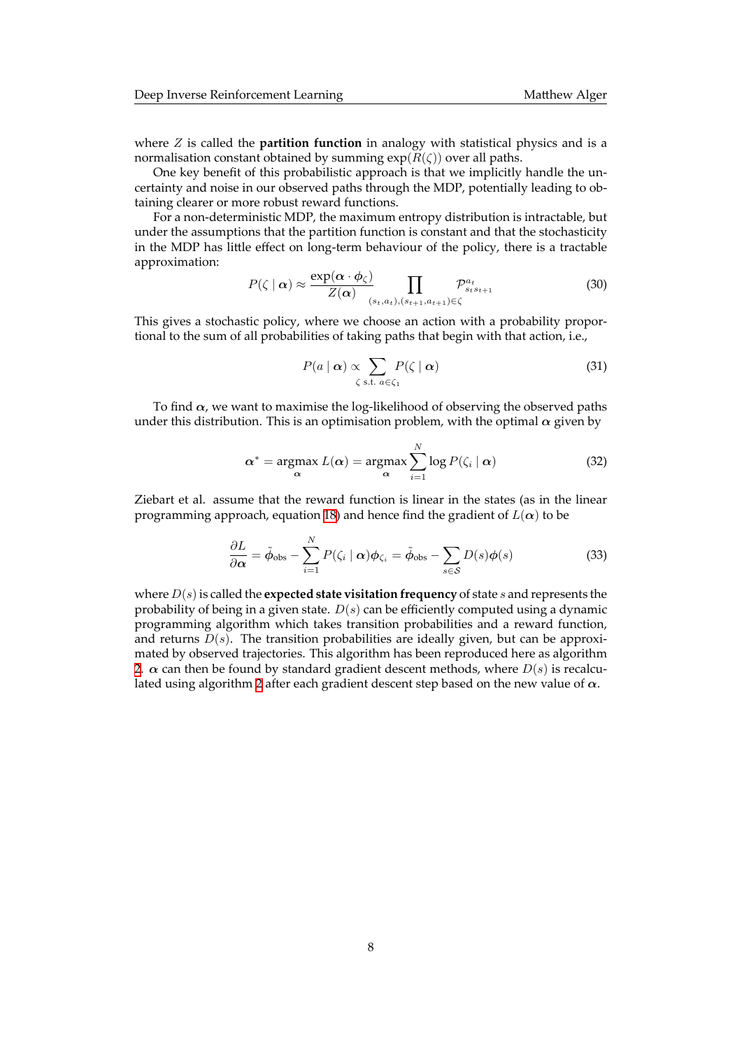where $Z$ is called the **partition function** in analogy with statistical physics and is a normalisation constant obtained by summing $\exp(R(\zeta))$ over all paths.

One key benefit of this probabilistic approach is that we implicitly handle the uncertainty and noise in our observed paths through the MDP, potentially leading to obtaining clearer or more robust reward functions.

For a non-deterministic MDP, the maximum entropy distribution is intractable, but under the assumptions that the partition function is constant and that the stochasticity in the MDP has little effect on long-term behaviour of the policy, there is a tractable approximation:

$$P(\zeta \mid \boldsymbol{\alpha}) \approx \frac{\exp(\boldsymbol{\alpha} \cdot \boldsymbol{\phi}_\zeta)}{Z(\boldsymbol{\alpha})} \prod_{(s_t, a_t), (s_{t+1}, a_{t+1}) \in \zeta} \mathcal{P}^{a_t}_{s_t s_{t+1}} \tag{30}$$

This gives a stochastic policy, where we choose an action with a probability proportional to the sum of all probabilities of taking paths that begin with that action, i.e.,

$$P(a \mid \boldsymbol{\alpha}) \propto \sum_{\zeta \text{ s.t. } a \in \zeta_1} P(\zeta \mid \boldsymbol{\alpha}) \tag{31}$$

To find $\boldsymbol{\alpha}$, we want to maximise the log-likelihood of observing the observed paths under this distribution. This is an optimisation problem, with the optimal $\boldsymbol{\alpha}$ given by

$$\boldsymbol{\alpha}^* = \underset{\boldsymbol{\alpha}}{\operatorname{argmax}}\ L(\boldsymbol{\alpha}) = \underset{\boldsymbol{\alpha}}{\operatorname{argmax}} \sum_{i=1}^{N} \log P(\zeta_i \mid \boldsymbol{\alpha}) \tag{32}$$

Ziebart et al. assume that the reward function is linear in the states (as in the linear programming approach, equation 18) and hence find the gradient of $L(\boldsymbol{\alpha})$ to be

$$\frac{\partial L}{\partial \boldsymbol{\alpha}} = \tilde{\boldsymbol{\phi}}_{\text{obs}} - \sum_{i=1}^{N} P(\zeta_i \mid \boldsymbol{\alpha}) \boldsymbol{\phi}_{\zeta_i} = \tilde{\boldsymbol{\phi}}_{\text{obs}} - \sum_{s \in \mathcal{S}} D(s) \boldsymbol{\phi}(s) \tag{33}$$

where $D(s)$ is called the **expected state visitation frequency** of state $s$ and represents the probability of being in a given state. $D(s)$ can be efficiently computed using a dynamic programming algorithm which takes transition probabilities and a reward function, and returns $D(s)$. The transition probabilities are ideally given, but can be approximated by observed trajectories. This algorithm has been reproduced here as algorithm 2. $\boldsymbol{\alpha}$ can then be found by standard gradient descent methods, where $D(s)$ is recalculated using algorithm 2 after each gradient descent step based on the new value of $\boldsymbol{\alpha}$.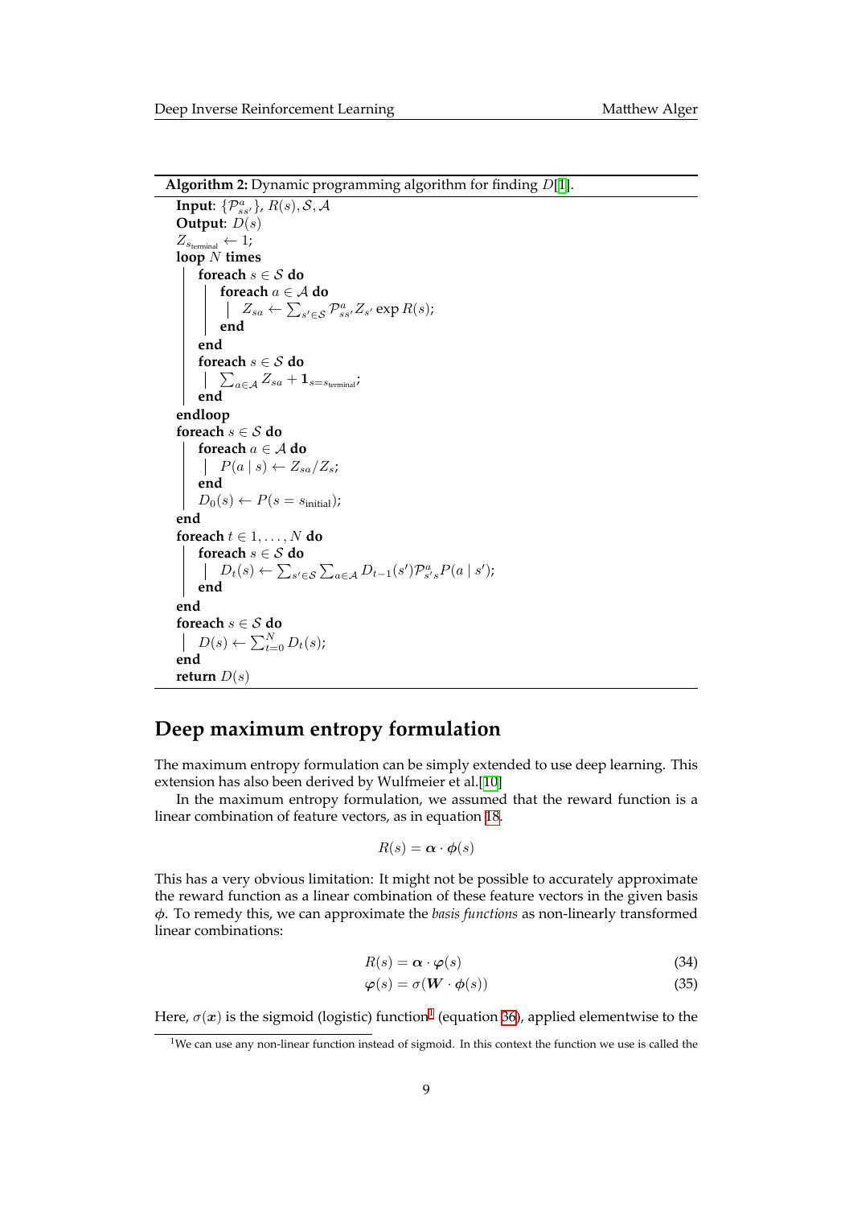**Algorithm 2:** Dynamic programming algorithm for finding $D$[1].

```
Input: {P^a_{ss'}}, R(s), S, A
Output: D(s)
Z_{s_terminal} ← 1;
loop N times
    foreach s ∈ S do
        foreach a ∈ A do
            Z_{sa} ← Σ_{s'∈S} P^a_{ss'} Z_{s'} exp R(s);
        end
    end
    foreach s ∈ S do
        Σ_{a∈A} Z_{sa} + 1_{s=s_terminal};
    end
endloop
foreach s ∈ S do
    foreach a ∈ A do
        P(a | s) ← Z_{sa}/Z_s;
    end
    D_0(s) ← P(s = s_initial);
end
foreach t ∈ 1, ..., N do
    foreach s ∈ S do
        D_t(s) ← Σ_{s'∈S} Σ_{a∈A} D_{t−1}(s') P^a_{s's} P(a | s');
    end
end
foreach s ∈ S do
    D(s) ← Σ_{t=0}^{N} D_t(s);
end
return D(s)
```

## Deep maximum entropy formulation

The maximum entropy formulation can be simply extended to use deep learning. This extension has also been derived by Wulfmeier et al.[10]

In the maximum entropy formulation, we assumed that the reward function is a linear combination of feature vectors, as in equation 18.

$$R(s) = \boldsymbol{\alpha} \cdot \boldsymbol{\phi}(s)$$

This has a very obvious limitation: It might not be possible to accurately approximate the reward function as a linear combination of these feature vectors in the given basis $\phi$. To remedy this, we can approximate the *basis functions* as non-linearly transformed linear combinations:

$$R(s) = \boldsymbol{\alpha} \cdot \boldsymbol{\varphi}(s) \tag{34}$$

$$\boldsymbol{\varphi}(s) = \sigma(\boldsymbol{W} \cdot \boldsymbol{\phi}(s)) \tag{35}$$

Here, $\sigma(\boldsymbol{x})$ is the sigmoid (logistic) function[1] (equation 36), applied elementwise to the

[1] We can use any non-linear function instead of sigmoid. In this context the function we use is called the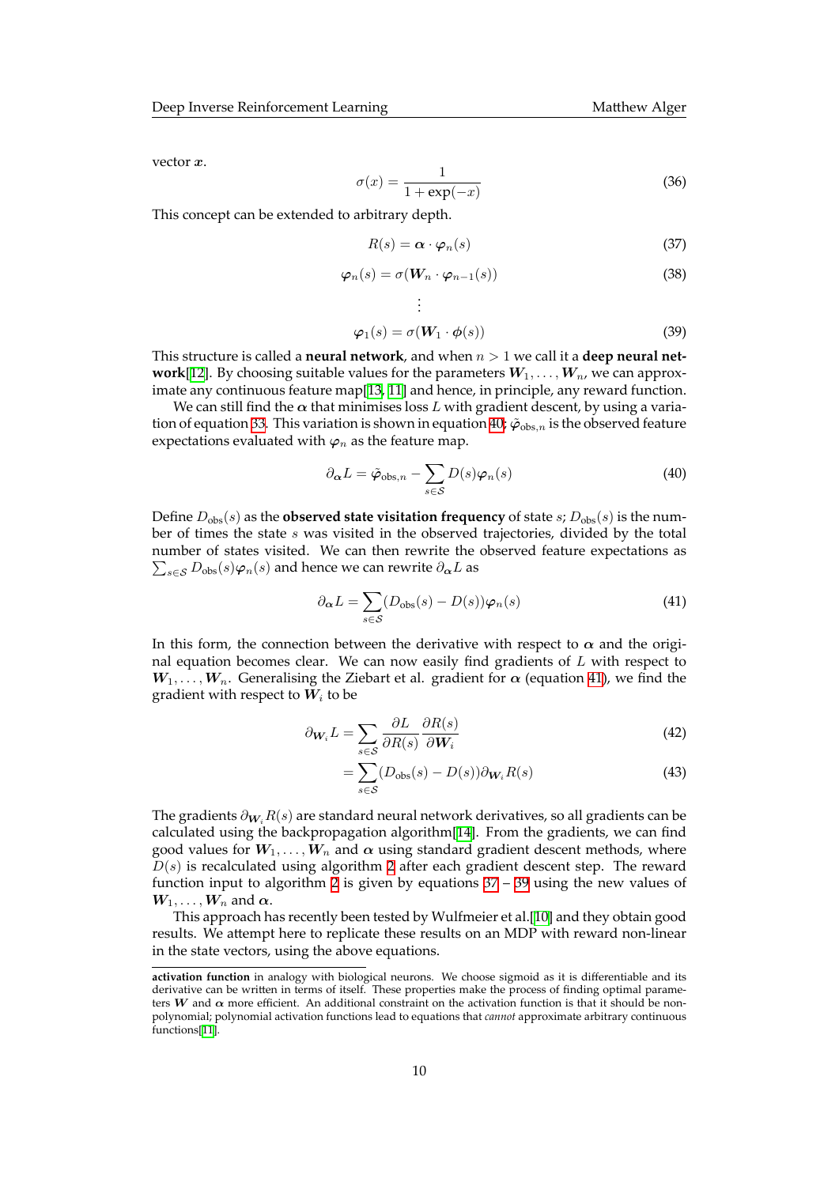vector $\boldsymbol{x}$.

$$\sigma(x) = \frac{1}{1 + \exp(-x)} \tag{36}$$

This concept can be extended to arbitrary depth.

$$R(s) = \boldsymbol{\alpha} \cdot \boldsymbol{\varphi}_n(s) \tag{37}$$

$$\boldsymbol{\varphi}_n(s) = \sigma(\boldsymbol{W}_n \cdot \boldsymbol{\varphi}_{n-1}(s)) \tag{38}$$

$$\vdots$$

$$\boldsymbol{\varphi}_1(s) = \sigma(\boldsymbol{W}_1 \cdot \boldsymbol{\phi}(s)) \tag{39}$$

This structure is called a **neural network**, and when $n > 1$ we call it a **deep neural network**[12]. By choosing suitable values for the parameters $\boldsymbol{W}_1, \ldots, \boldsymbol{W}_n$, we can approximate any continuous feature map[13, 11] and hence, in principle, any reward function.

We can still find the $\boldsymbol{\alpha}$ that minimises loss $L$ with gradient descent, by using a variation of equation 33. This variation is shown in equation 40; $\tilde{\boldsymbol{\varphi}}_{\text{obs},n}$ is the observed feature expectations evaluated with $\boldsymbol{\varphi}_n$ as the feature map.

$$\partial_{\boldsymbol{\alpha}} L = \tilde{\boldsymbol{\varphi}}_{\text{obs},n} - \sum_{s \in \mathcal{S}} D(s) \boldsymbol{\varphi}_n(s) \tag{40}$$

Define $D_{\text{obs}}(s)$ as the **observed state visitation frequency** of state $s$; $D_{\text{obs}}(s)$ is the number of times the state $s$ was visited in the observed trajectories, divided by the total number of states visited. We can then rewrite the observed feature expectations as $\sum_{s \in \mathcal{S}} D_{\text{obs}}(s) \boldsymbol{\varphi}_n(s)$ and hence we can rewrite $\partial_{\boldsymbol{\alpha}} L$ as

$$\partial_{\boldsymbol{\alpha}} L = \sum_{s \in \mathcal{S}} (D_{\text{obs}}(s) - D(s)) \boldsymbol{\varphi}_n(s) \tag{41}$$

In this form, the connection between the derivative with respect to $\boldsymbol{\alpha}$ and the original equation becomes clear. We can now easily find gradients of $L$ with respect to $\boldsymbol{W}_1, \ldots, \boldsymbol{W}_n$. Generalising the Ziebart et al. gradient for $\boldsymbol{\alpha}$ (equation 41), we find the gradient with respect to $\boldsymbol{W}_i$ to be

$$\partial_{\boldsymbol{W}_i} L = \sum_{s \in \mathcal{S}} \frac{\partial L}{\partial R(s)} \frac{\partial R(s)}{\partial \boldsymbol{W}_i} \tag{42}$$

$$= \sum_{s \in \mathcal{S}} (D_{\text{obs}}(s) - D(s)) \partial_{\boldsymbol{W}_i} R(s) \tag{43}$$

The gradients $\partial_{\boldsymbol{W}_i} R(s)$ are standard neural network derivatives, so all gradients can be calculated using the backpropagation algorithm[14]. From the gradients, we can find good values for $\boldsymbol{W}_1, \ldots, \boldsymbol{W}_n$ and $\boldsymbol{\alpha}$ using standard gradient descent methods, where $D(s)$ is recalculated using algorithm 2 after each gradient descent step. The reward function input to algorithm 2 is given by equations 37 – 39 using the new values of $\boldsymbol{W}_1, \ldots, \boldsymbol{W}_n$ and $\boldsymbol{\alpha}$.

This approach has recently been tested by Wulfmeier et al.[10] and they obtain good results. We attempt here to replicate these results on an MDP with reward non-linear in the state vectors, using the above equations.

---

**activation function** in analogy with biological neurons. We choose sigmoid as it is differentiable and its derivative can be written in terms of itself. These properties make the process of finding optimal parameters $\boldsymbol{W}$ and $\boldsymbol{\alpha}$ more efficient. An additional constraint on the activation function is that it should be non-polynomial; polynomial activation functions lead to equations that *cannot* approximate arbitrary continuous functions[11].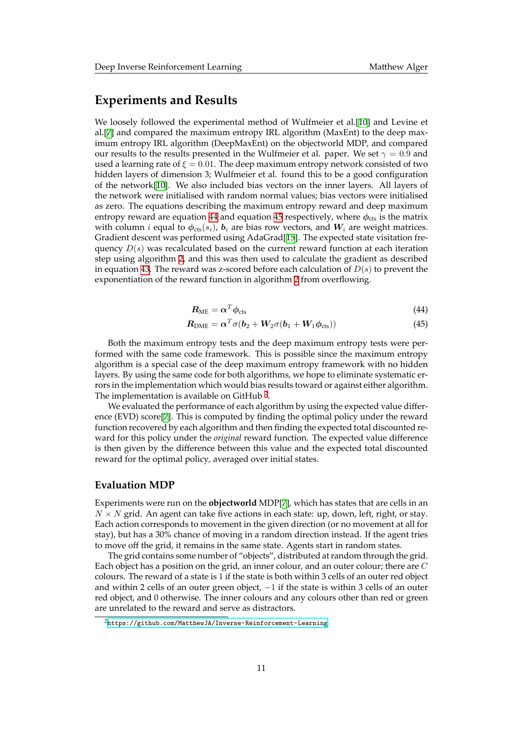## Experiments and Results

We loosely followed the experimental method of Wulfmeier et al.[10] and Levine et al.[7] and compared the maximum entropy IRL algorithm (MaxEnt) to the deep maximum entropy IRL algorithm (DeepMaxEnt) on the objectworld MDP, and compared our results to the results presented in the Wulfmeier et al. paper. We set $\gamma = 0.9$ and used a learning rate of $\xi = 0.01$. The deep maximum entropy network consisted of two hidden layers of dimension 3; Wulfmeier et al. found this to be a good configuration of the network[10]. We also included bias vectors on the inner layers. All layers of the network were initialised with random normal values; bias vectors were initialised as zero. The equations describing the maximum entropy reward and deep maximum entropy reward are equation 44 and equation 45 respectively, where $\boldsymbol{\phi}_{\text{cts}}$ is the matrix with column $i$ equal to $\boldsymbol{\phi}_{\text{cts}}(s_i)$, $\boldsymbol{b}_i$ are bias row vectors, and $\boldsymbol{W}_i$ are weight matrices. Gradient descent was performed using AdaGrad[15]. The expected state visitation frequency $D(s)$ was recalculated based on the current reward function at each iteration step using algorithm 2, and this was then used to calculate the gradient as described in equation 43. The reward was z-scored before each calculation of $D(s)$ to prevent the exponentiation of the reward function in algorithm 2 from overflowing.

$$\boldsymbol{R}_{\text{ME}} = \boldsymbol{\alpha}^T \boldsymbol{\phi}_{\text{cts}} \tag{44}$$

$$\boldsymbol{R}_{\text{DME}} = \boldsymbol{\alpha}^T \sigma(\boldsymbol{b}_2 + \boldsymbol{W}_2 \sigma(\boldsymbol{b}_1 + \boldsymbol{W}_1 \boldsymbol{\phi}_{\text{cts}})) \tag{45}$$

Both the maximum entropy tests and the deep maximum entropy tests were performed with the same code framework. This is possible since the maximum entropy algorithm is a special case of the deep maximum entropy framework with no hidden layers. By using the same code for both algorithms, we hope to eliminate systematic errors in the implementation which would bias results toward or against either algorithm. The implementation is available on GitHub [2].

We evaluated the performance of each algorithm by using the expected value difference (EVD) score[7]. This is computed by finding the optimal policy under the reward function recovered by each algorithm and then finding the expected total discounted reward for this policy under the *original* reward function. The expected value difference is then given by the difference between this value and the expected total discounted reward for the optimal policy, averaged over initial states.

### Evaluation MDP

Experiments were run on the **objectworld** MDP[7], which has states that are cells in an $N \times N$ grid. An agent can take five actions in each state: up, down, left, right, or stay. Each action corresponds to movement in the given direction (or no movement at all for stay), but has a 30% chance of moving in a random direction instead. If the agent tries to move off the grid, it remains in the same state. Agents start in random states.

The grid contains some number of "objects", distributed at random through the grid. Each object has a position on the grid, an inner colour, and an outer colour; there are $C$ colours. The reward of a state is 1 if the state is both within 3 cells of an outer red object and within 2 cells of an outer green object, $-1$ if the state is within 3 cells of an outer red object, and 0 otherwise. The inner colours and any colours other than red or green are unrelated to the reward and serve as distractors.

[2] https://github.com/MatthewJA/Inverse-Reinforcement-Learning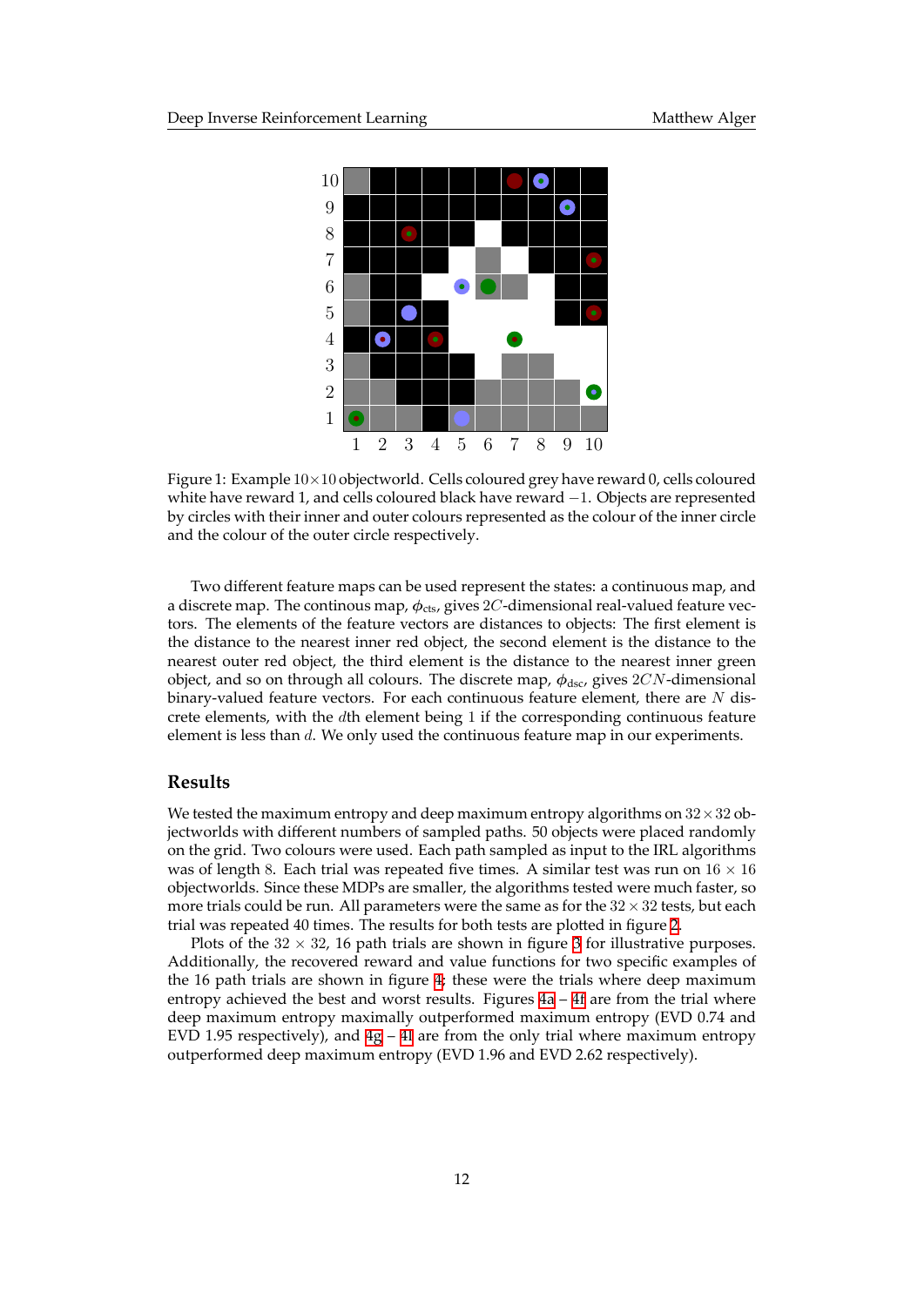10
9
8
7
6
5
4
3
2
1
1 2 3 4 5 6 7 8 9 10

Figure 1: Example $10 \times 10$ objectworld. Cells coloured grey have reward 0, cells coloured white have reward 1, and cells coloured black have reward $-1$. Objects are represented by circles with their inner and outer colours represented as the colour of the inner circle and the colour of the outer circle respectively.

Two different feature maps can be used represent the states: a continuous map, and a discrete map. The continous map, $\phi_{\text{cts}}$, gives $2C$-dimensional real-valued feature vectors. The elements of the feature vectors are distances to objects: The first element is the distance to the nearest inner red object, the second element is the distance to the nearest outer red object, the third element is the distance to the nearest inner green object, and so on through all colours. The discrete map, $\phi_{\text{dsc}}$, gives $2CN$-dimensional binary-valued feature vectors. For each continuous feature element, there are $N$ discrete elements, with the $d$th element being 1 if the corresponding continuous feature element is less than $d$. We only used the continuous feature map in our experiments.

## Results

We tested the maximum entropy and deep maximum entropy algorithms on $32 \times 32$ objectworlds with different numbers of sampled paths. 50 objects were placed randomly on the grid. Two colours were used. Each path sampled as input to the IRL algorithms was of length 8. Each trial was repeated five times. A similar test was run on $16 \times 16$ objectworlds. Since these MDPs are smaller, the algorithms tested were much faster, so more trials could be run. All parameters were the same as for the $32 \times 32$ tests, but each trial was repeated 40 times. The results for both tests are plotted in figure 2.

Plots of the $32 \times 32$, 16 path trials are shown in figure 3 for illustrative purposes. Additionally, the recovered reward and value functions for two specific examples of the 16 path trials are shown in figure 4; these were the trials where deep maximum entropy achieved the best and worst results. Figures 4a – 4f are from the trial where deep maximum entropy maximally outperformed maximum entropy (EVD 0.74 and EVD 1.95 respectively), and 4g – 4l are from the only trial where maximum entropy outperformed deep maximum entropy (EVD 1.96 and EVD 2.62 respectively).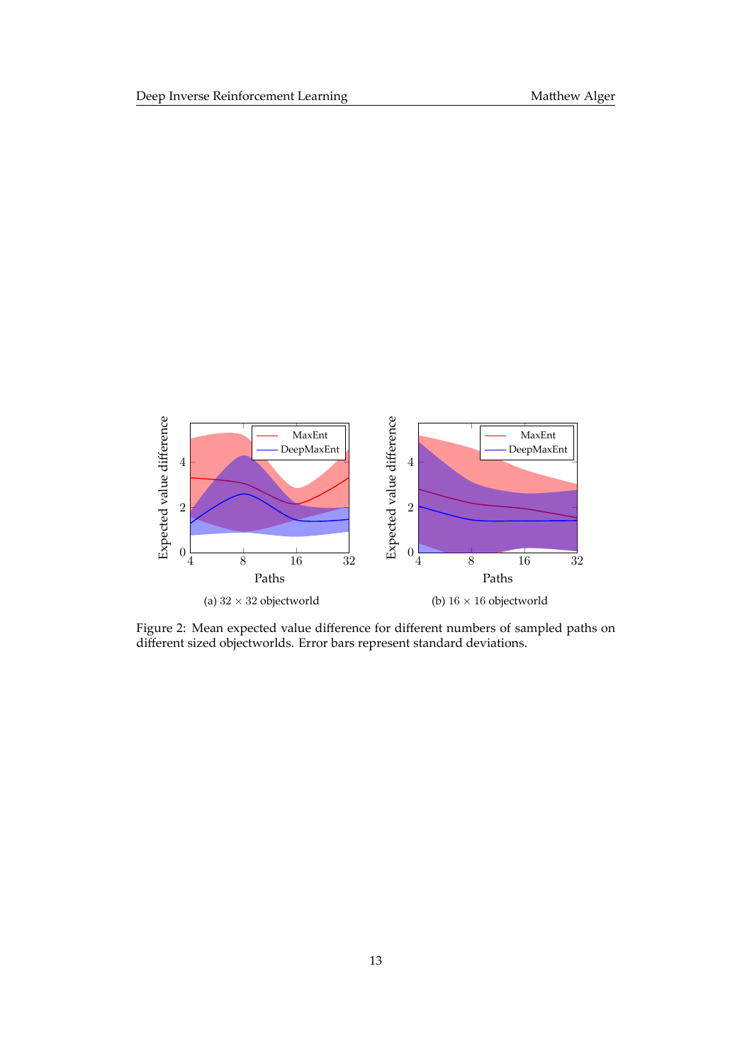Expected value difference

4

2

0

4 8 16 32

Paths

MaxEnt

DeepMaxEnt

(a) 32 × 32 objectworld

Expected value difference

4

2

0

4 8 16 32

Paths

MaxEnt

DeepMaxEnt

(b) 16 × 16 objectworld

Figure 2: Mean expected value difference for different numbers of sampled paths on different sized objectworlds. Error bars represent standard deviations.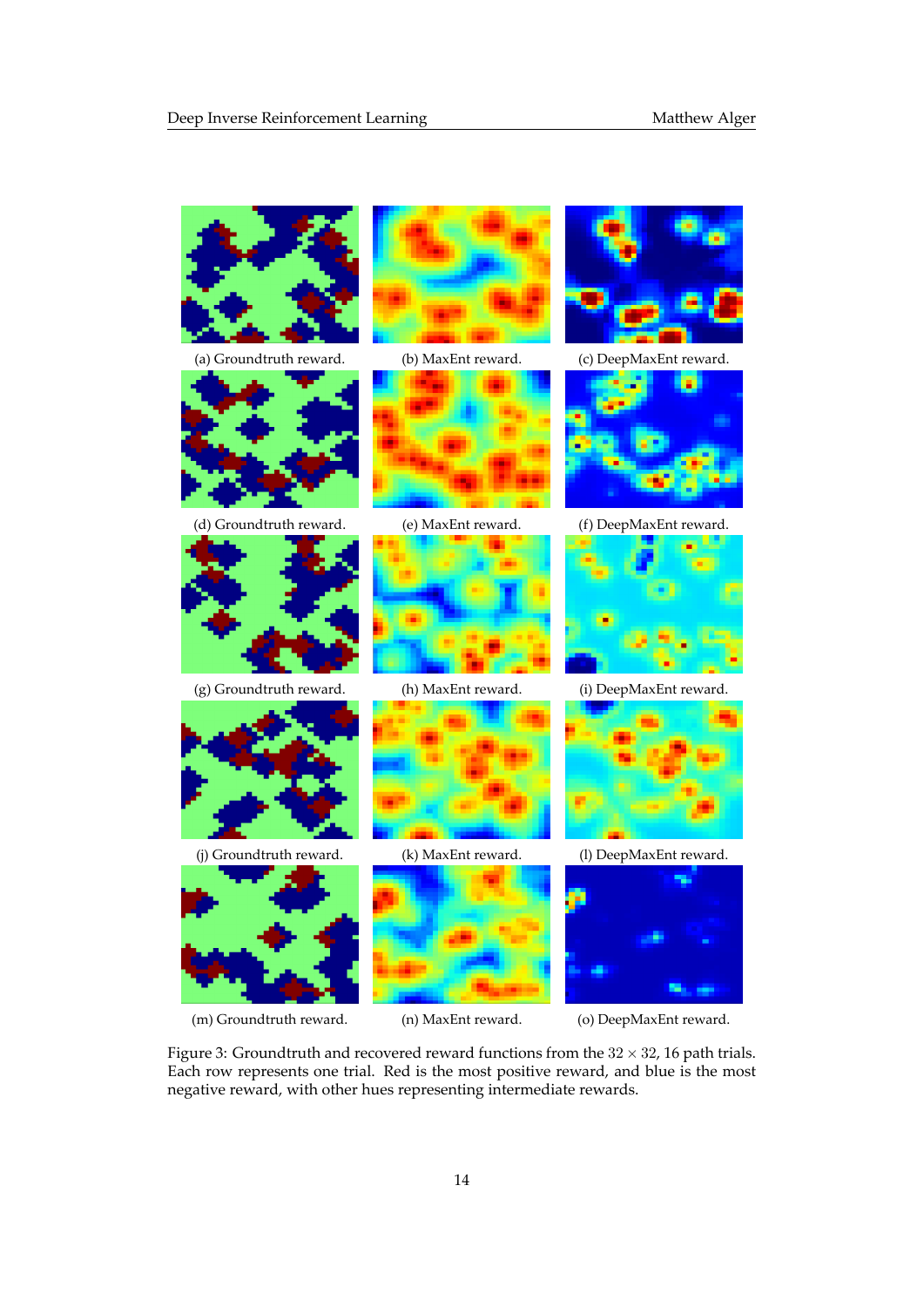(a) Groundtruth reward.
(b) MaxEnt reward.
(c) DeepMaxEnt reward.

(d) Groundtruth reward.
(e) MaxEnt reward.
(f) DeepMaxEnt reward.

(g) Groundtruth reward.
(h) MaxEnt reward.
(i) DeepMaxEnt reward.

(j) Groundtruth reward.
(k) MaxEnt reward.
(l) DeepMaxEnt reward.

(m) Groundtruth reward.
(n) MaxEnt reward.
(o) DeepMaxEnt reward.

Figure 3: Groundtruth and recovered reward functions from the $32 \times 32$, 16 path trials. Each row represents one trial. Red is the most positive reward, and blue is the most negative reward, with other hues representing intermediate rewards.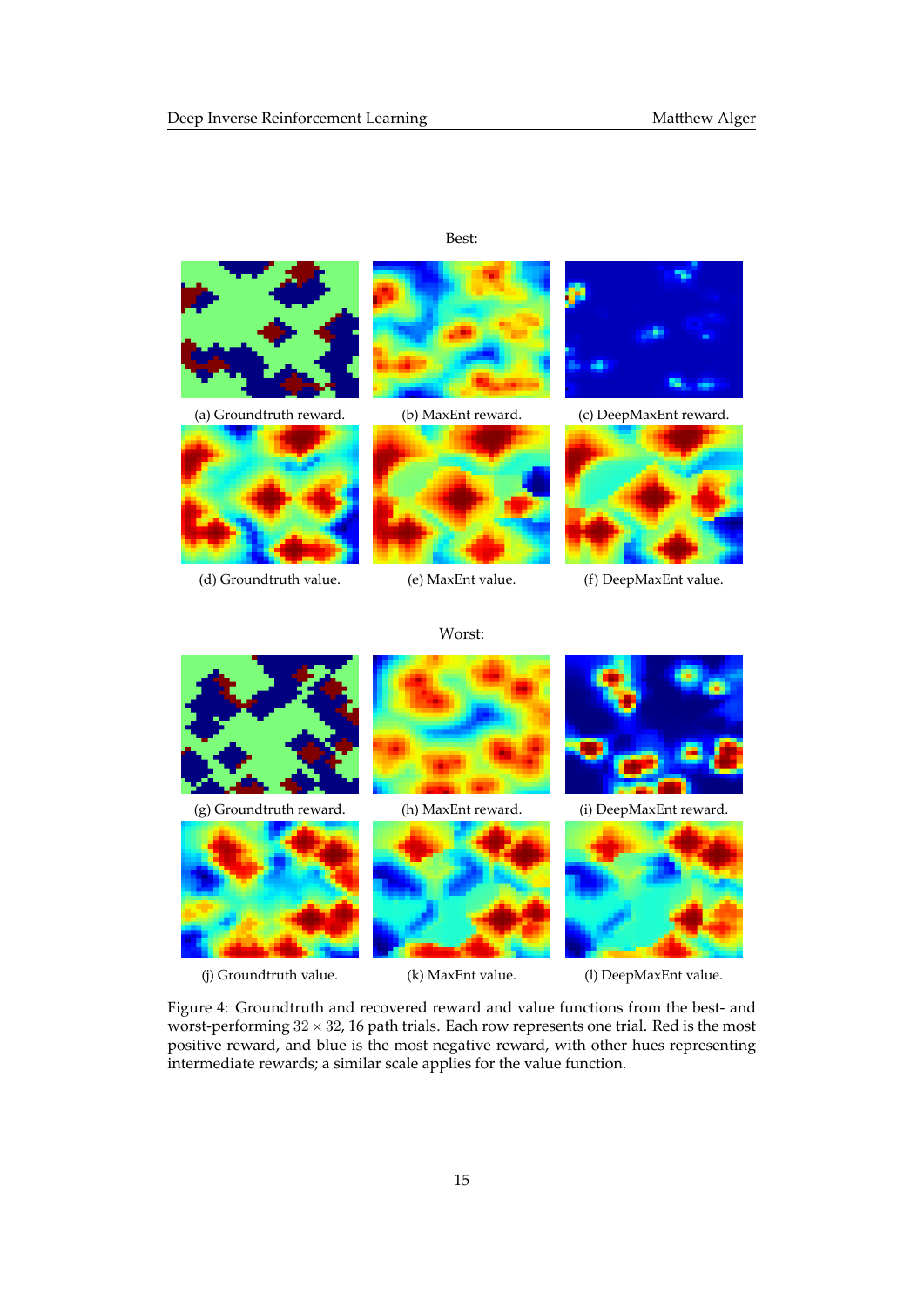Best:

(a) Groundtruth reward.

(b) MaxEnt reward.

(c) DeepMaxEnt reward.

(d) Groundtruth value.

(e) MaxEnt value.

(f) DeepMaxEnt value.

Worst:

(g) Groundtruth reward.

(h) MaxEnt reward.

(i) DeepMaxEnt reward.

(j) Groundtruth value.

(k) MaxEnt value.

(l) DeepMaxEnt value.

Figure 4: Groundtruth and recovered reward and value functions from the best- and worst-performing $32 \times 32$, 16 path trials. Each row represents one trial. Red is the most positive reward, and blue is the most negative reward, with other hues representing intermediate rewards; a similar scale applies for the value function.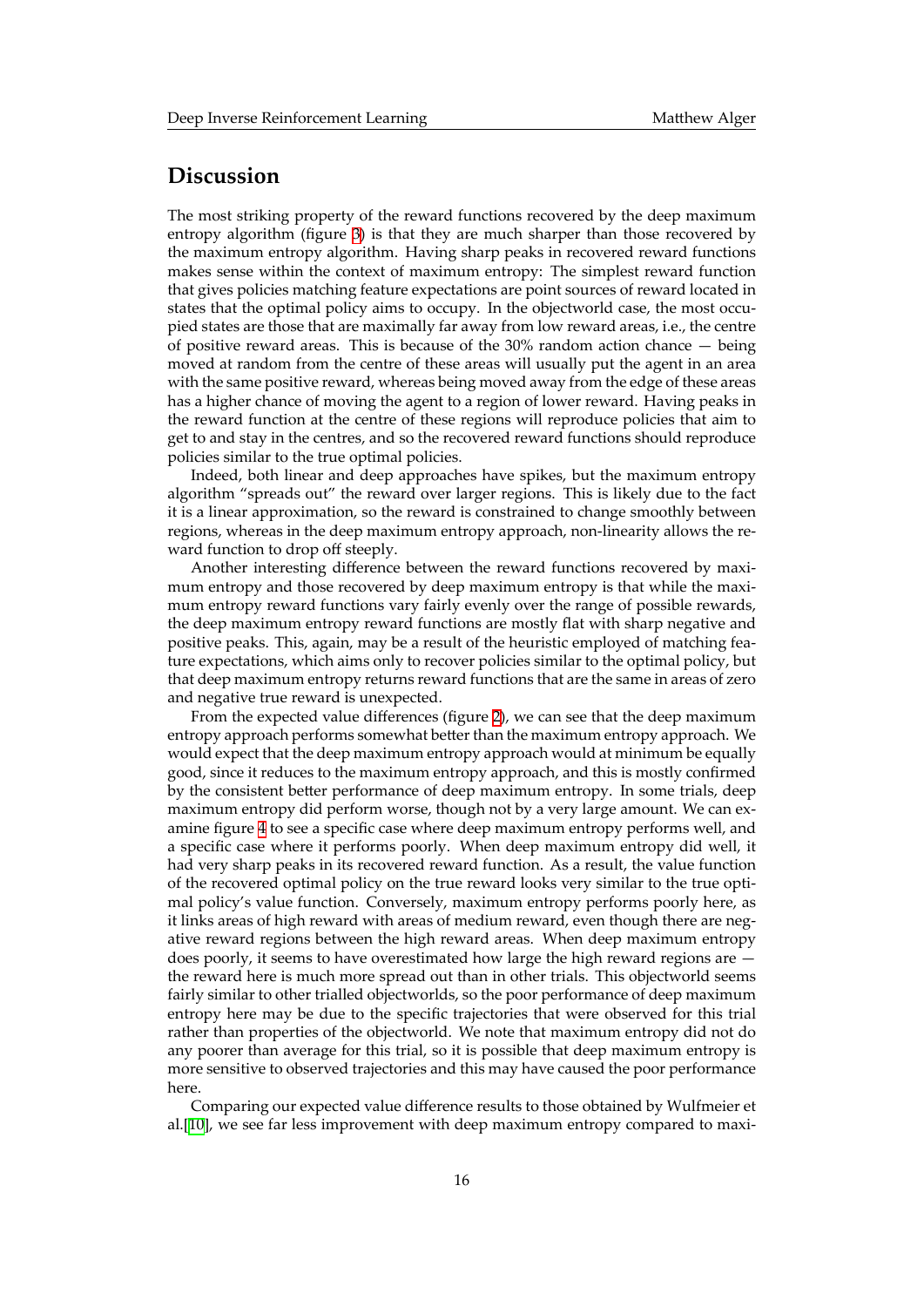## Discussion

The most striking property of the reward functions recovered by the deep maximum entropy algorithm (figure 3) is that they are much sharper than those recovered by the maximum entropy algorithm. Having sharp peaks in recovered reward functions makes sense within the context of maximum entropy: The simplest reward function that gives policies matching feature expectations are point sources of reward located in states that the optimal policy aims to occupy. In the objectworld case, the most occupied states are those that are maximally far away from low reward areas, i.e., the centre of positive reward areas. This is because of the 30% random action chance — being moved at random from the centre of these areas will usually put the agent in an area with the same positive reward, whereas being moved away from the edge of these areas has a higher chance of moving the agent to a region of lower reward. Having peaks in the reward function at the centre of these regions will reproduce policies that aim to get to and stay in the centres, and so the recovered reward functions should reproduce policies similar to the true optimal policies.

Indeed, both linear and deep approaches have spikes, but the maximum entropy algorithm "spreads out" the reward over larger regions. This is likely due to the fact it is a linear approximation, so the reward is constrained to change smoothly between regions, whereas in the deep maximum entropy approach, non-linearity allows the reward function to drop off steeply.

Another interesting difference between the reward functions recovered by maximum entropy and those recovered by deep maximum entropy is that while the maximum entropy reward functions vary fairly evenly over the range of possible rewards, the deep maximum entropy reward functions are mostly flat with sharp negative and positive peaks. This, again, may be a result of the heuristic employed of matching feature expectations, which aims only to recover policies similar to the optimal policy, but that deep maximum entropy returns reward functions that are the same in areas of zero and negative true reward is unexpected.

From the expected value differences (figure 2), we can see that the deep maximum entropy approach performs somewhat better than the maximum entropy approach. We would expect that the deep maximum entropy approach would at minimum be equally good, since it reduces to the maximum entropy approach, and this is mostly confirmed by the consistent better performance of deep maximum entropy. In some trials, deep maximum entropy did perform worse, though not by a very large amount. We can examine figure 4 to see a specific case where deep maximum entropy performs well, and a specific case where it performs poorly. When deep maximum entropy did well, it had very sharp peaks in its recovered reward function. As a result, the value function of the recovered optimal policy on the true reward looks very similar to the true optimal policy's value function. Conversely, maximum entropy performs poorly here, as it links areas of high reward with areas of medium reward, even though there are negative reward regions between the high reward areas. When deep maximum entropy does poorly, it seems to have overestimated how large the high reward regions are — the reward here is much more spread out than in other trials. This objectworld seems fairly similar to other trialled objectworlds, so the poor performance of deep maximum entropy here may be due to the specific trajectories that were observed for this trial rather than properties of the objectworld. We note that maximum entropy did not do any poorer than average for this trial, so it is possible that deep maximum entropy is more sensitive to observed trajectories and this may have caused the poor performance here.

Comparing our expected value difference results to those obtained by Wulfmeier et al.[10], we see far less improvement with deep maximum entropy compared to maxi-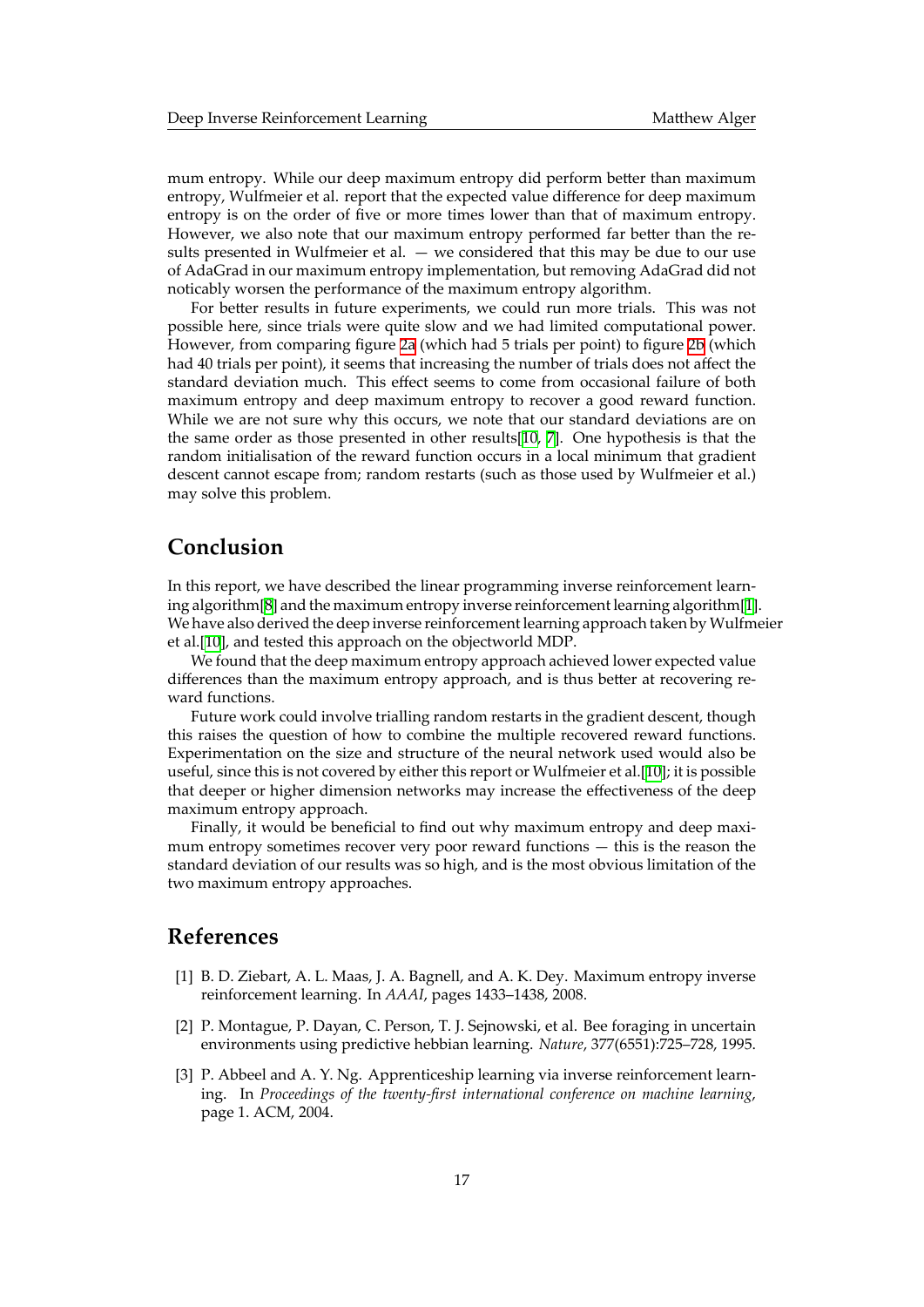mum entropy. While our deep maximum entropy did perform better than maximum entropy, Wulfmeier et al. report that the expected value difference for deep maximum entropy is on the order of five or more times lower than that of maximum entropy. However, we also note that our maximum entropy performed far better than the results presented in Wulfmeier et al. — we considered that this may be due to our use of AdaGrad in our maximum entropy implementation, but removing AdaGrad did not noticably worsen the performance of the maximum entropy algorithm.

For better results in future experiments, we could run more trials. This was not possible here, since trials were quite slow and we had limited computational power. However, from comparing figure 2a (which had 5 trials per point) to figure 2b (which had 40 trials per point), it seems that increasing the number of trials does not affect the standard deviation much. This effect seems to come from occasional failure of both maximum entropy and deep maximum entropy to recover a good reward function. While we are not sure why this occurs, we note that our standard deviations are on the same order as those presented in other results[10, 7]. One hypothesis is that the random initialisation of the reward function occurs in a local minimum that gradient descent cannot escape from; random restarts (such as those used by Wulfmeier et al.) may solve this problem.

## Conclusion

In this report, we have described the linear programming inverse reinforcement learning algorithm[8] and the maximum entropy inverse reinforcement learning algorithm[1]. We have also derived the deep inverse reinforcement learning approach taken by Wulfmeier et al.[10], and tested this approach on the objectworld MDP.

We found that the deep maximum entropy approach achieved lower expected value differences than the maximum entropy approach, and is thus better at recovering reward functions.

Future work could involve trialling random restarts in the gradient descent, though this raises the question of how to combine the multiple recovered reward functions. Experimentation on the size and structure of the neural network used would also be useful, since this is not covered by either this report or Wulfmeier et al.[10]; it is possible that deeper or higher dimension networks may increase the effectiveness of the deep maximum entropy approach.

Finally, it would be beneficial to find out why maximum entropy and deep maximum entropy sometimes recover very poor reward functions — this is the reason the standard deviation of our results was so high, and is the most obvious limitation of the two maximum entropy approaches.

## References

[1] B. D. Ziebart, A. L. Maas, J. A. Bagnell, and A. K. Dey. Maximum entropy inverse reinforcement learning. In *AAAI*, pages 1433–1438, 2008.

[2] P. Montague, P. Dayan, C. Person, T. J. Sejnowski, et al. Bee foraging in uncertain environments using predictive hebbian learning. *Nature*, 377(6551):725–728, 1995.

[3] P. Abbeel and A. Y. Ng. Apprenticeship learning via inverse reinforcement learning. In *Proceedings of the twenty-first international conference on machine learning*, page 1. ACM, 2004.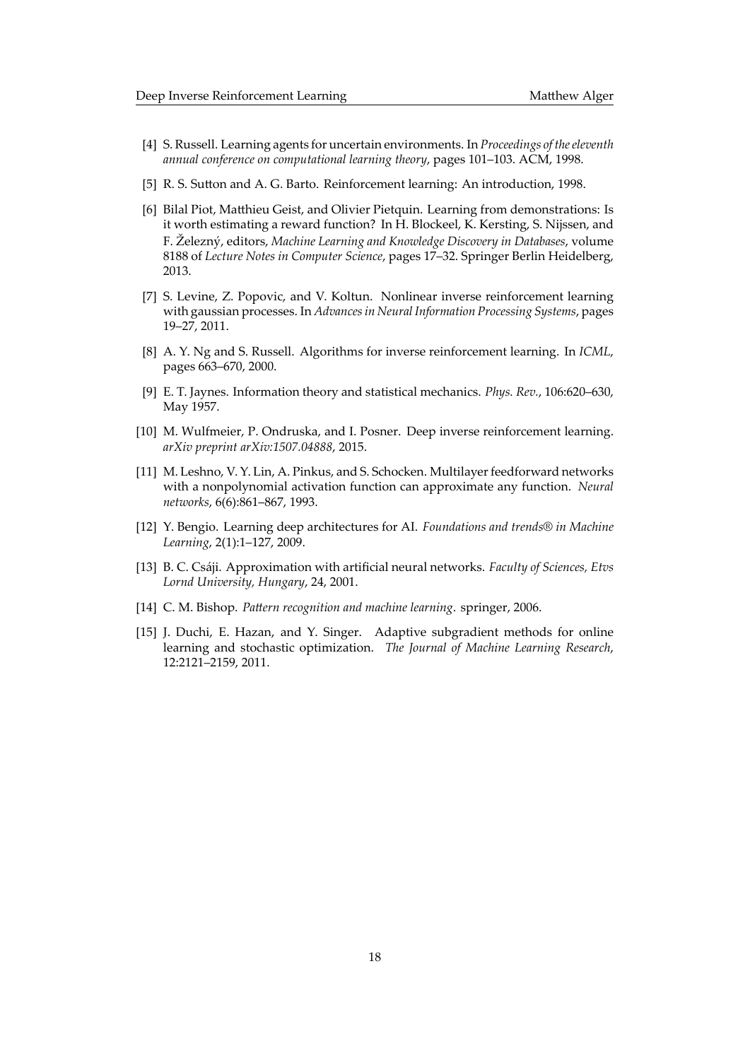[4] S. Russell. Learning agents for uncertain environments. In *Proceedings of the eleventh annual conference on computational learning theory*, pages 101–103. ACM, 1998.

[5] R. S. Sutton and A. G. Barto. Reinforcement learning: An introduction, 1998.

[6] Bilal Piot, Matthieu Geist, and Olivier Pietquin. Learning from demonstrations: Is it worth estimating a reward function? In H. Blockeel, K. Kersting, S. Nijssen, and F. Železný, editors, *Machine Learning and Knowledge Discovery in Databases*, volume 8188 of *Lecture Notes in Computer Science*, pages 17–32. Springer Berlin Heidelberg, 2013.

[7] S. Levine, Z. Popovic, and V. Koltun. Nonlinear inverse reinforcement learning with gaussian processes. In *Advances in Neural Information Processing Systems*, pages 19–27, 2011.

[8] A. Y. Ng and S. Russell. Algorithms for inverse reinforcement learning. In *ICML*, pages 663–670, 2000.

[9] E. T. Jaynes. Information theory and statistical mechanics. *Phys. Rev.*, 106:620–630, May 1957.

[10] M. Wulfmeier, P. Ondruska, and I. Posner. Deep inverse reinforcement learning. *arXiv preprint arXiv:1507.04888*, 2015.

[11] M. Leshno, V. Y. Lin, A. Pinkus, and S. Schocken. Multilayer feedforward networks with a nonpolynomial activation function can approximate any function. *Neural networks*, 6(6):861–867, 1993.

[12] Y. Bengio. Learning deep architectures for AI. *Foundations and trends® in Machine Learning*, 2(1):1–127, 2009.

[13] B. C. Csáji. Approximation with artificial neural networks. *Faculty of Sciences, Etvs Lornd University, Hungary*, 24, 2001.

[14] C. M. Bishop. *Pattern recognition and machine learning*. springer, 2006.

[15] J. Duchi, E. Hazan, and Y. Singer. Adaptive subgradient methods for online learning and stochastic optimization. *The Journal of Machine Learning Research*, 12:2121–2159, 2011.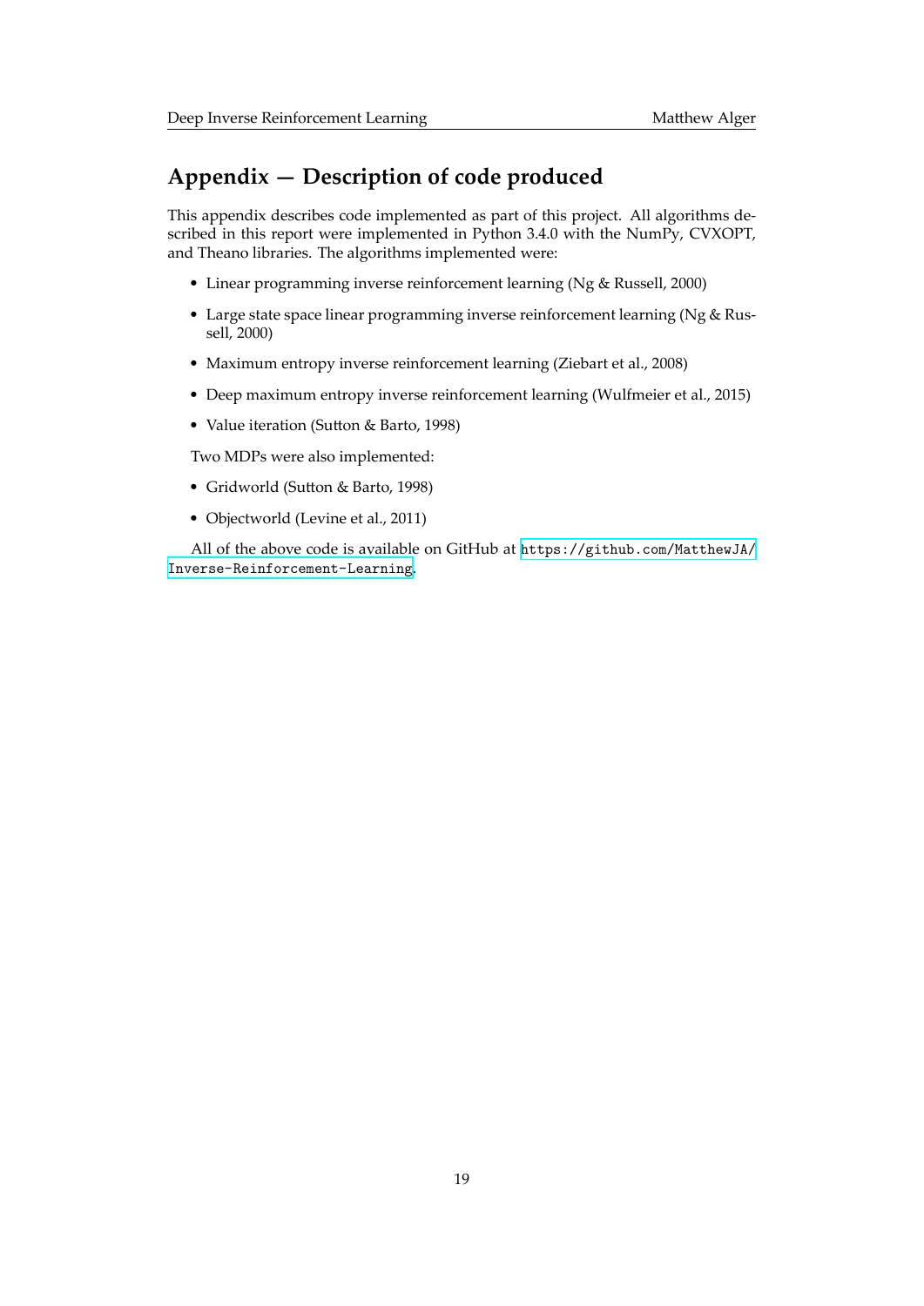# Appendix — Description of code produced

This appendix describes code implemented as part of this project. All algorithms described in this report were implemented in Python 3.4.0 with the NumPy, CVXOPT, and Theano libraries. The algorithms implemented were:

- Linear programming inverse reinforcement learning (Ng & Russell, 2000)
- Large state space linear programming inverse reinforcement learning (Ng & Russell, 2000)
- Maximum entropy inverse reinforcement learning (Ziebart et al., 2008)
- Deep maximum entropy inverse reinforcement learning (Wulfmeier et al., 2015)
- Value iteration (Sutton & Barto, 1998)

Two MDPs were also implemented:

- Gridworld (Sutton & Barto, 1998)
- Objectworld (Levine et al., 2011)

All of the above code is available on GitHub at https://github.com/MatthewJA/Inverse-Reinforcement-Learning.